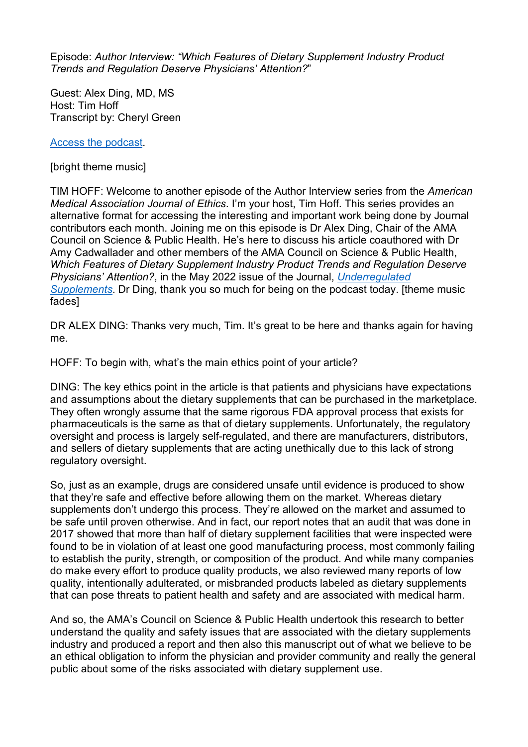Episode: *Author Interview: "Which Features of Dietary Supplement Industry Product Trends and Regulation Deserve Physicians' Attention?"*

Guest: Alex Ding, MD, MS
Host: Tim Hoff
Transcript by: Cheryl Green

[Access the podcast](#).

[bright theme music]

TIM HOFF: Welcome to another episode of the Author Interview series from the *American Medical Association Journal of Ethics*. I'm your host, Tim Hoff. This series provides an alternative format for accessing the interesting and important work being done by Journal contributors each month. Joining me on this episode is Dr Alex Ding, Chair of the AMA Council on Science & Public Health. He's here to discuss his article coauthored with Dr Amy Cadwallader and other members of the AMA Council on Science & Public Health, *Which Features of Dietary Supplement Industry Product Trends and Regulation Deserve Physicians' Attention?*, in the May 2022 issue of the Journal, [*Underregulated Supplements*](#). Dr Ding, thank you so much for being on the podcast today. [theme music fades]

DR ALEX DING: Thanks very much, Tim. It's great to be here and thanks again for having me.

HOFF: To begin with, what's the main ethics point of your article?

DING: The key ethics point in the article is that patients and physicians have expectations and assumptions about the dietary supplements that can be purchased in the marketplace. They often wrongly assume that the same rigorous FDA approval process that exists for pharmaceuticals is the same as that of dietary supplements. Unfortunately, the regulatory oversight and process is largely self-regulated, and there are manufacturers, distributors, and sellers of dietary supplements that are acting unethically due to this lack of strong regulatory oversight.

So, just as an example, drugs are considered unsafe until evidence is produced to show that they're safe and effective before allowing them on the market. Whereas dietary supplements don't undergo this process. They're allowed on the market and assumed to be safe until proven otherwise. And in fact, our report notes that an audit that was done in 2017 showed that more than half of dietary supplement facilities that were inspected were found to be in violation of at least one good manufacturing process, most commonly failing to establish the purity, strength, or composition of the product. And while many companies do make every effort to produce quality products, we also reviewed many reports of low quality, intentionally adulterated, or misbranded products labeled as dietary supplements that can pose threats to patient health and safety and are associated with medical harm.

And so, the AMA's Council on Science & Public Health undertook this research to better understand the quality and safety issues that are associated with the dietary supplements industry and produced a report and then also this manuscript out of what we believe to be an ethical obligation to inform the physician and provider community and really the general public about some of the risks associated with dietary supplement use.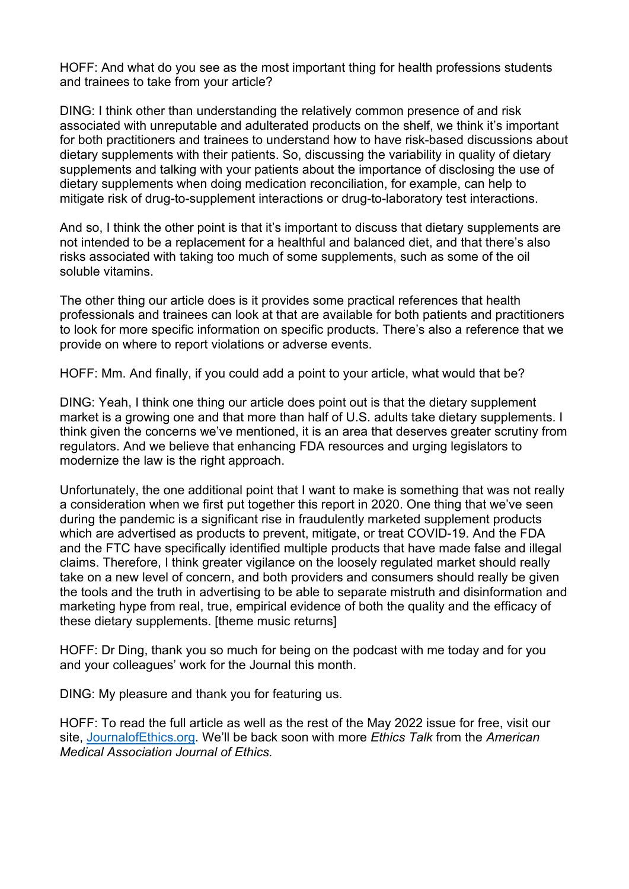HOFF: And what do you see as the most important thing for health professions students and trainees to take from your article?

DING: I think other than understanding the relatively common presence of and risk associated with unreputable and adulterated products on the shelf, we think it's important for both practitioners and trainees to understand how to have risk-based discussions about dietary supplements with their patients. So, discussing the variability in quality of dietary supplements and talking with your patients about the importance of disclosing the use of dietary supplements when doing medication reconciliation, for example, can help to mitigate risk of drug-to-supplement interactions or drug-to-laboratory test interactions.

And so, I think the other point is that it's important to discuss that dietary supplements are not intended to be a replacement for a healthful and balanced diet, and that there's also risks associated with taking too much of some supplements, such as some of the oil soluble vitamins.

The other thing our article does is it provides some practical references that health professionals and trainees can look at that are available for both patients and practitioners to look for more specific information on specific products. There's also a reference that we provide on where to report violations or adverse events.

HOFF: Mm. And finally, if you could add a point to your article, what would that be?

DING: Yeah, I think one thing our article does point out is that the dietary supplement market is a growing one and that more than half of U.S. adults take dietary supplements. I think given the concerns we've mentioned, it is an area that deserves greater scrutiny from regulators. And we believe that enhancing FDA resources and urging legislators to modernize the law is the right approach.

Unfortunately, the one additional point that I want to make is something that was not really a consideration when we first put together this report in 2020. One thing that we've seen during the pandemic is a significant rise in fraudulently marketed supplement products which are advertised as products to prevent, mitigate, or treat COVID-19. And the FDA and the FTC have specifically identified multiple products that have made false and illegal claims. Therefore, I think greater vigilance on the loosely regulated market should really take on a new level of concern, and both providers and consumers should really be given the tools and the truth in advertising to be able to separate mistruth and disinformation and marketing hype from real, true, empirical evidence of both the quality and the efficacy of these dietary supplements. [theme music returns]

HOFF: Dr Ding, thank you so much for being on the podcast with me today and for you and your colleagues' work for the Journal this month.

DING: My pleasure and thank you for featuring us.

HOFF: To read the full article as well as the rest of the May 2022 issue for free, visit our site, [JournalofEthics.org](https://JournalofEthics.org). We'll be back soon with more *Ethics Talk* from the *American Medical Association Journal of Ethics.*